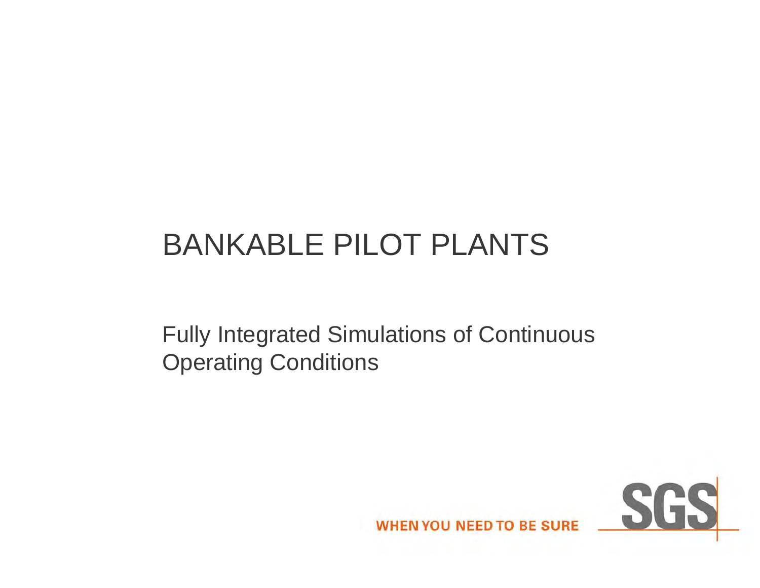# BANKABLE PILOT PLANTS

Fully Integrated Simulations of Continuous Operating Conditions

WHEN YOU NEED TO BE SURE

SGS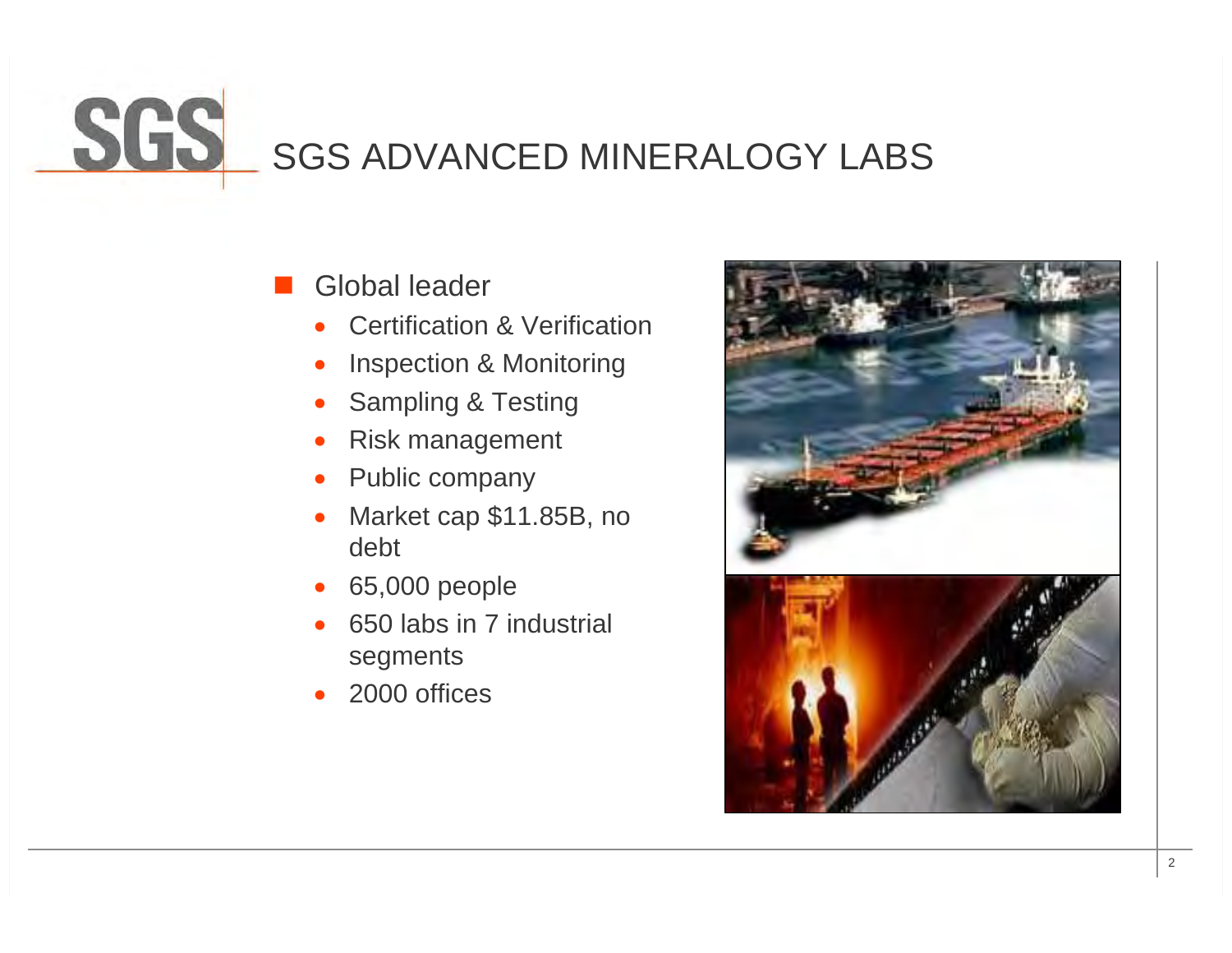# SGS ADVANCED MINERALOGY LABS

- Global leader
  - Certification & Verification
  - Inspection & Monitoring
  - Sampling & Testing
  - Risk management
  - Public company
  - Market cap $11.85B, no debt
  - 65,000 people
  - 650 labs in 7 industrial segments
  - 2000 offices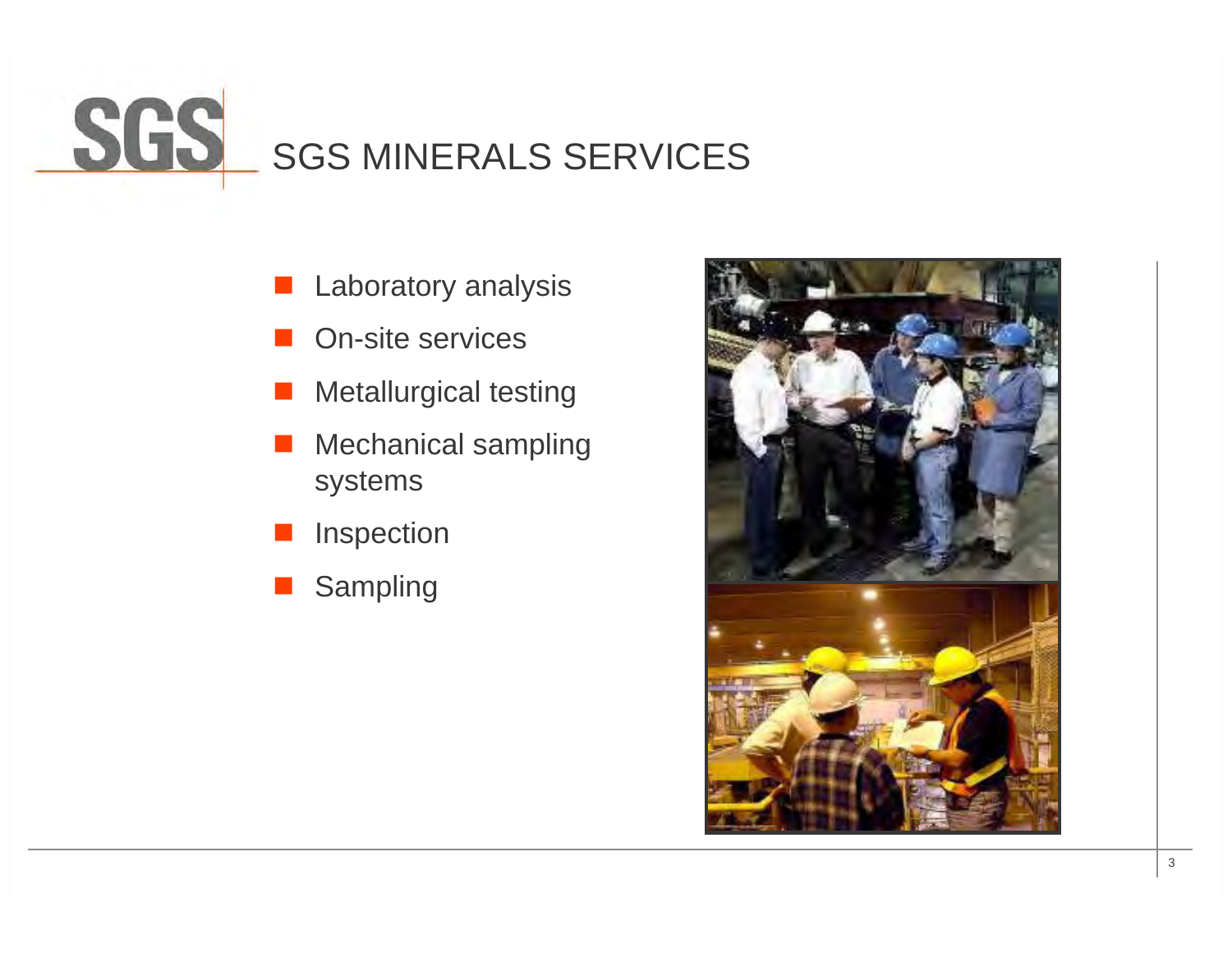# SGS MINERALS SERVICES

- Laboratory analysis
- On-site services
- Metallurgical testing
- Mechanical sampling systems
- Inspection
- Sampling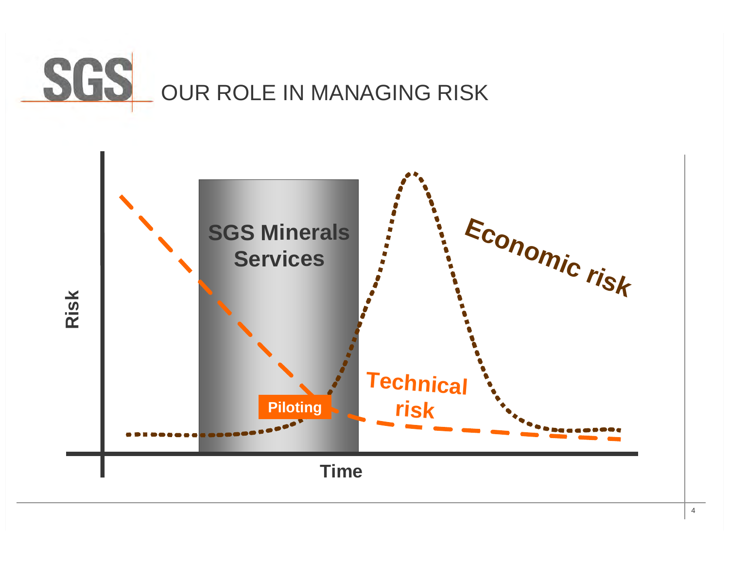# OUR ROLE IN MANAGING RISK

Risk

SGS Minerals Services

Economic risk

Technical risk

Piloting

Time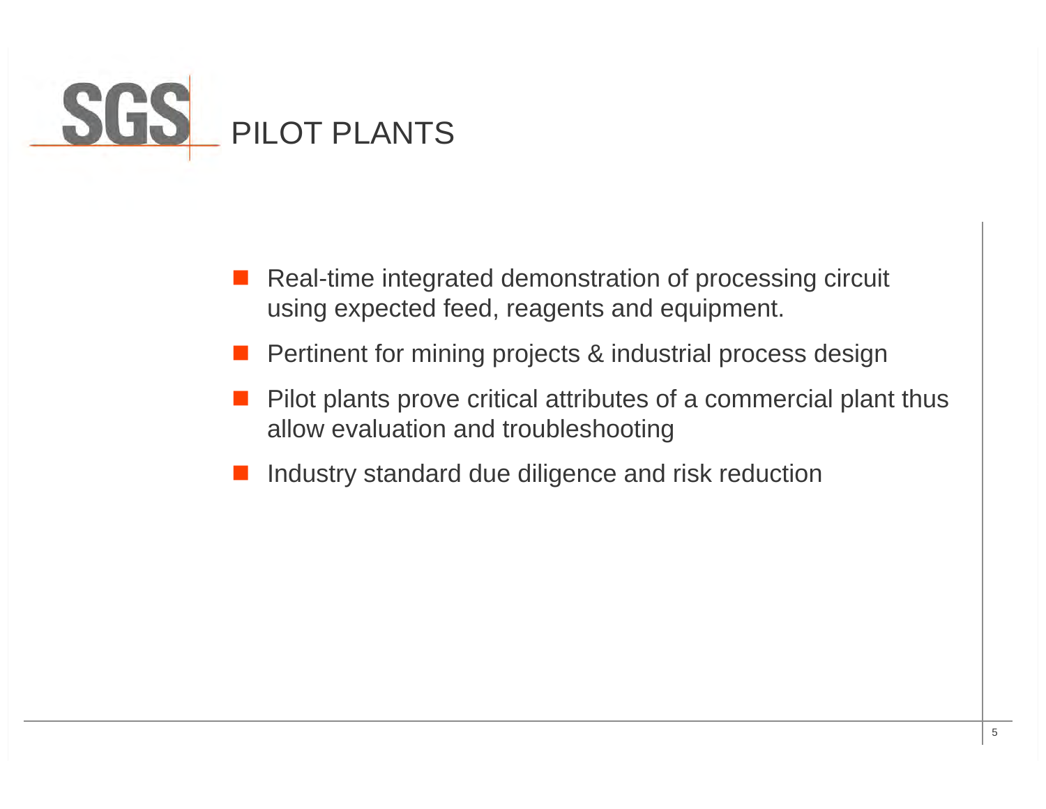# PILOT PLANTS

- Real-time integrated demonstration of processing circuit using expected feed, reagents and equipment.
- Pertinent for mining projects & industrial process design
- Pilot plants prove critical attributes of a commercial plant thus allow evaluation and troubleshooting
- Industry standard due diligence and risk reduction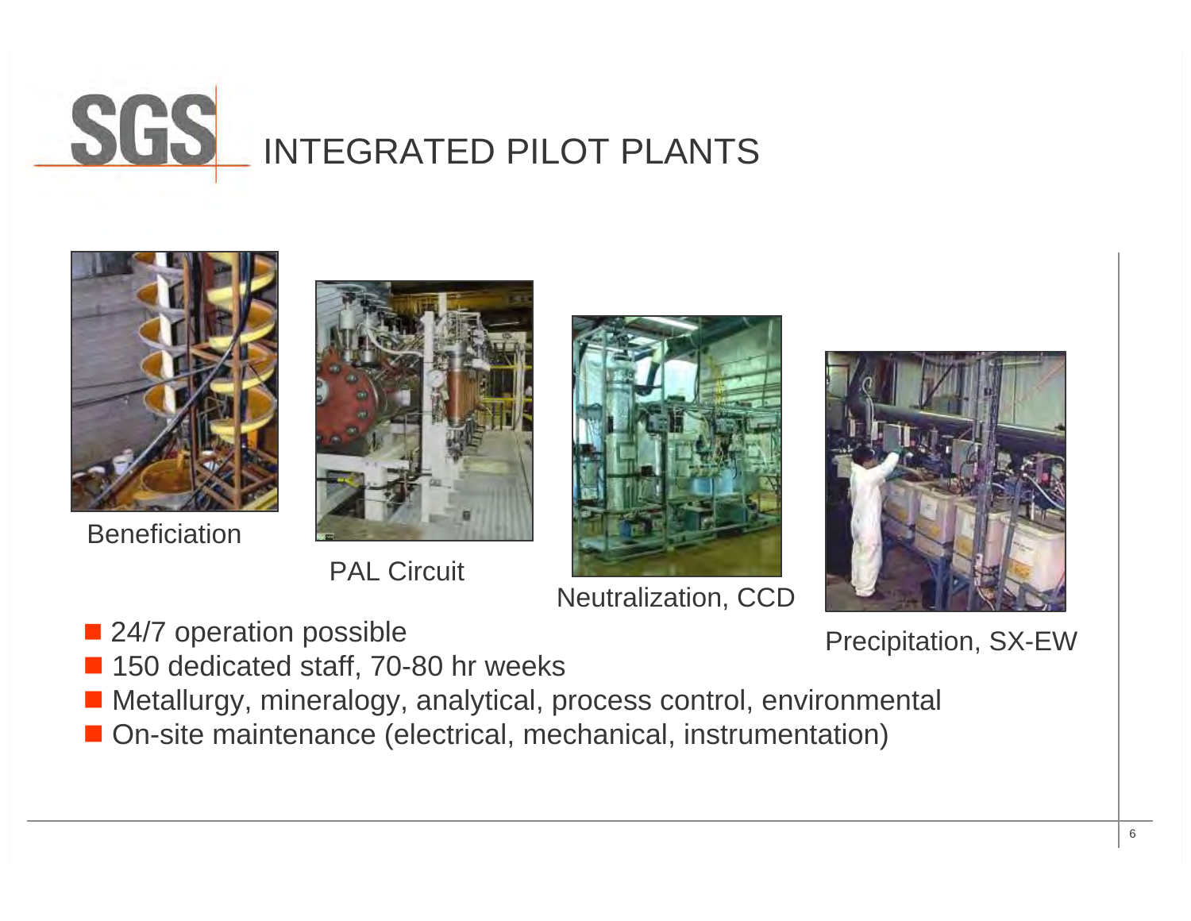# INTEGRATED PILOT PLANTS

Beneficiation

PAL Circuit

Neutralization, CCD

Precipitation, SX-EW

- 24/7 operation possible
- 150 dedicated staff, 70-80 hr weeks
- Metallurgy, mineralogy, analytical, process control, environmental
- On-site maintenance (electrical, mechanical, instrumentation)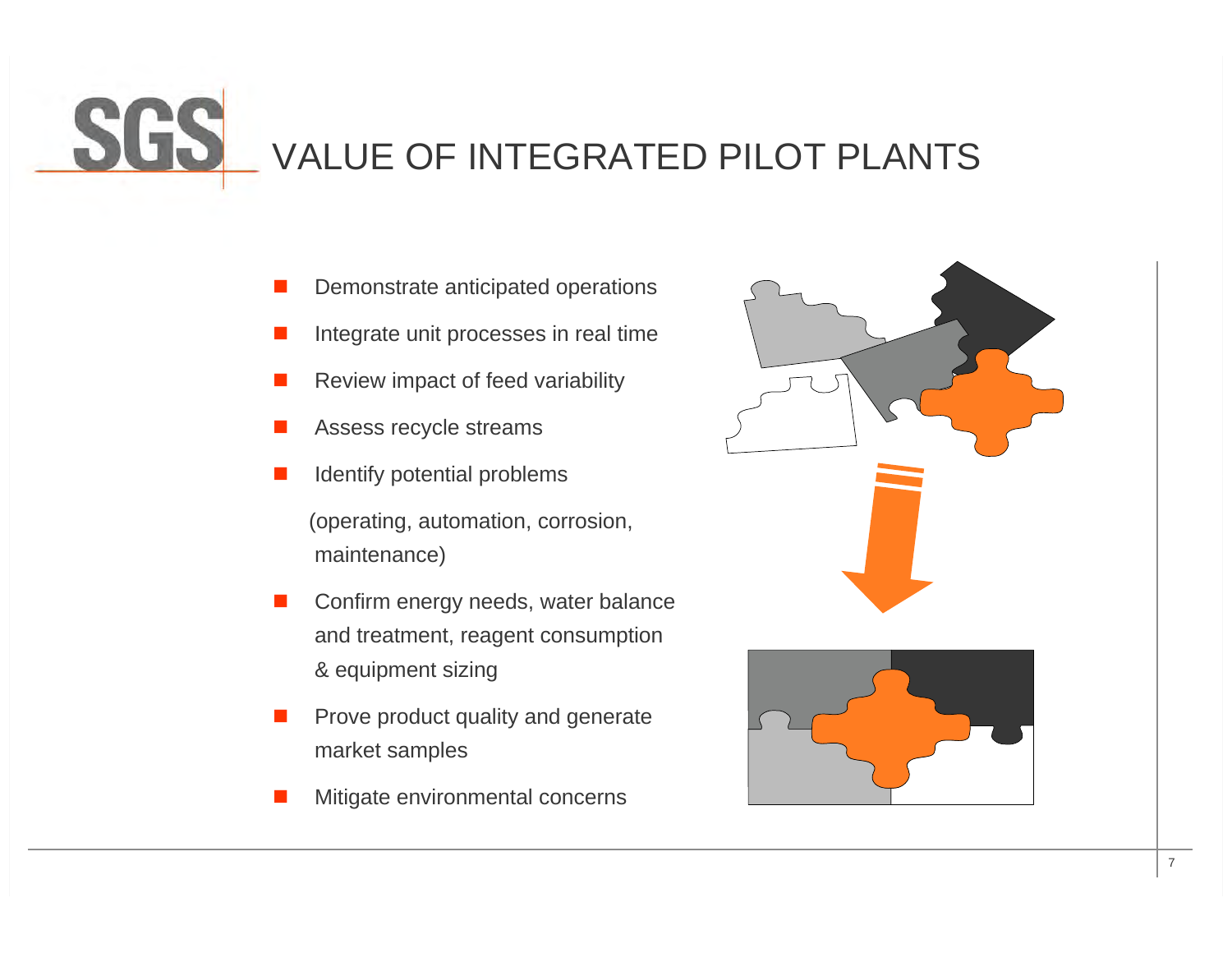# VALUE OF INTEGRATED PILOT PLANTS

- Demonstrate anticipated operations
- Integrate unit processes in real time
- Review impact of feed variability
- Assess recycle streams
- Identify potential problems

  (operating, automation, corrosion, maintenance)
- Confirm energy needs, water balance and treatment, reagent consumption & equipment sizing
- Prove product quality and generate market samples
- Mitigate environmental concerns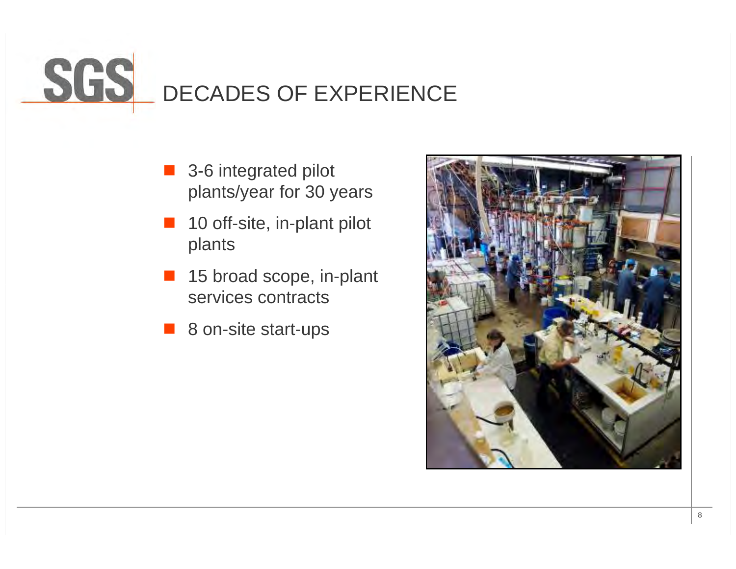# DECADES OF EXPERIENCE

- 3-6 integrated pilot plants/year for 30 years
- 10 off-site, in-plant pilot plants
- 15 broad scope, in-plant services contracts
- 8 on-site start-ups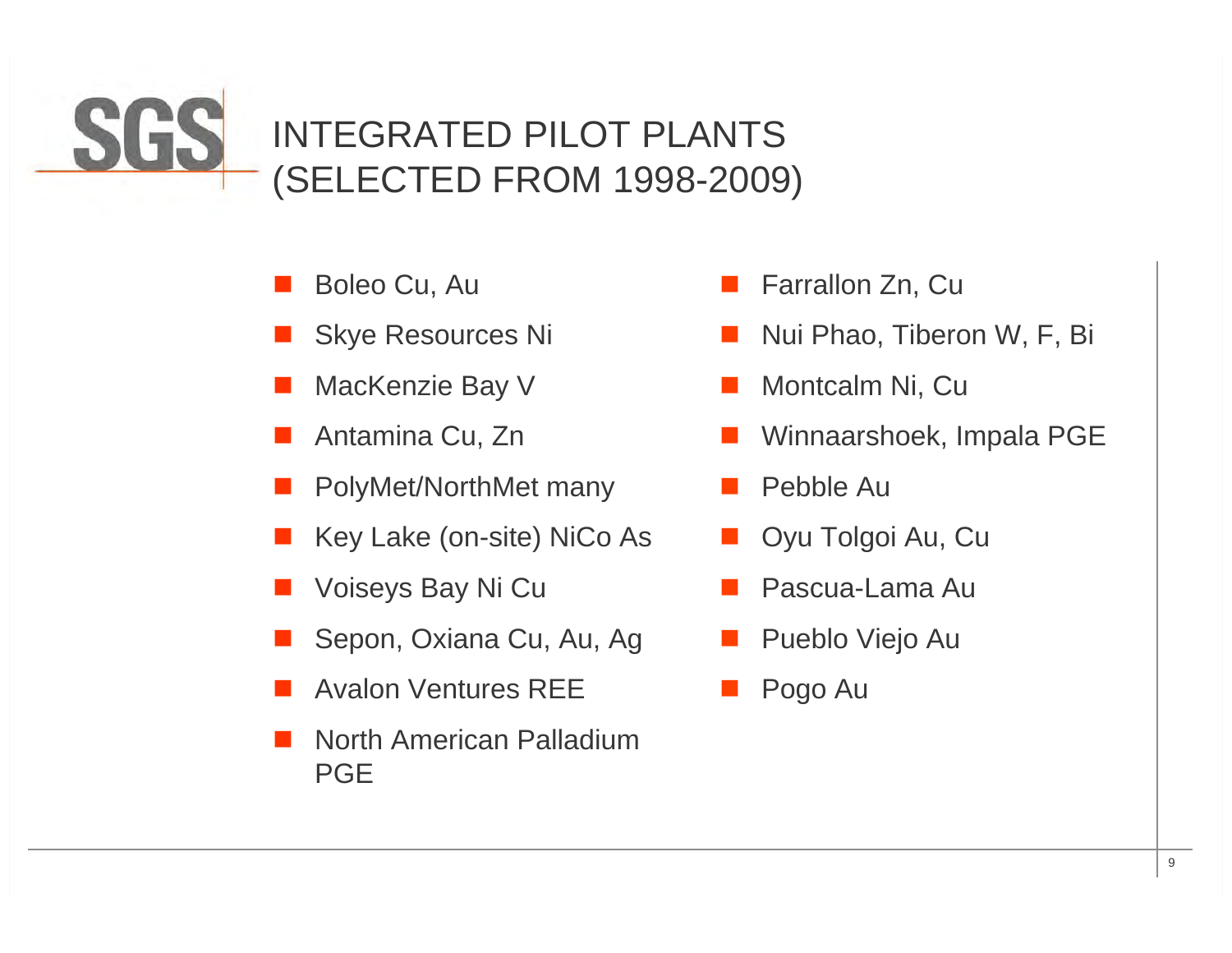# INTEGRATED PILOT PLANTS (SELECTED FROM 1998-2009)

- Boleo Cu, Au
- Skye Resources Ni
- MacKenzie Bay V
- Antamina Cu, Zn
- PolyMet/NorthMet many
- Key Lake (on-site) NiCo As
- Voiseys Bay Ni Cu
- Sepon, Oxiana Cu, Au, Ag
- Avalon Ventures REE
- North American Palladium PGE
- Farrallon Zn, Cu
- Nui Phao, Tiberon W, F, Bi
- Montcalm Ni, Cu
- Winnaarshoek, Impala PGE
- Pebble Au
- Oyu Tolgoi Au, Cu
- Pascua-Lama Au
- Pueblo Viejo Au
- Pogo Au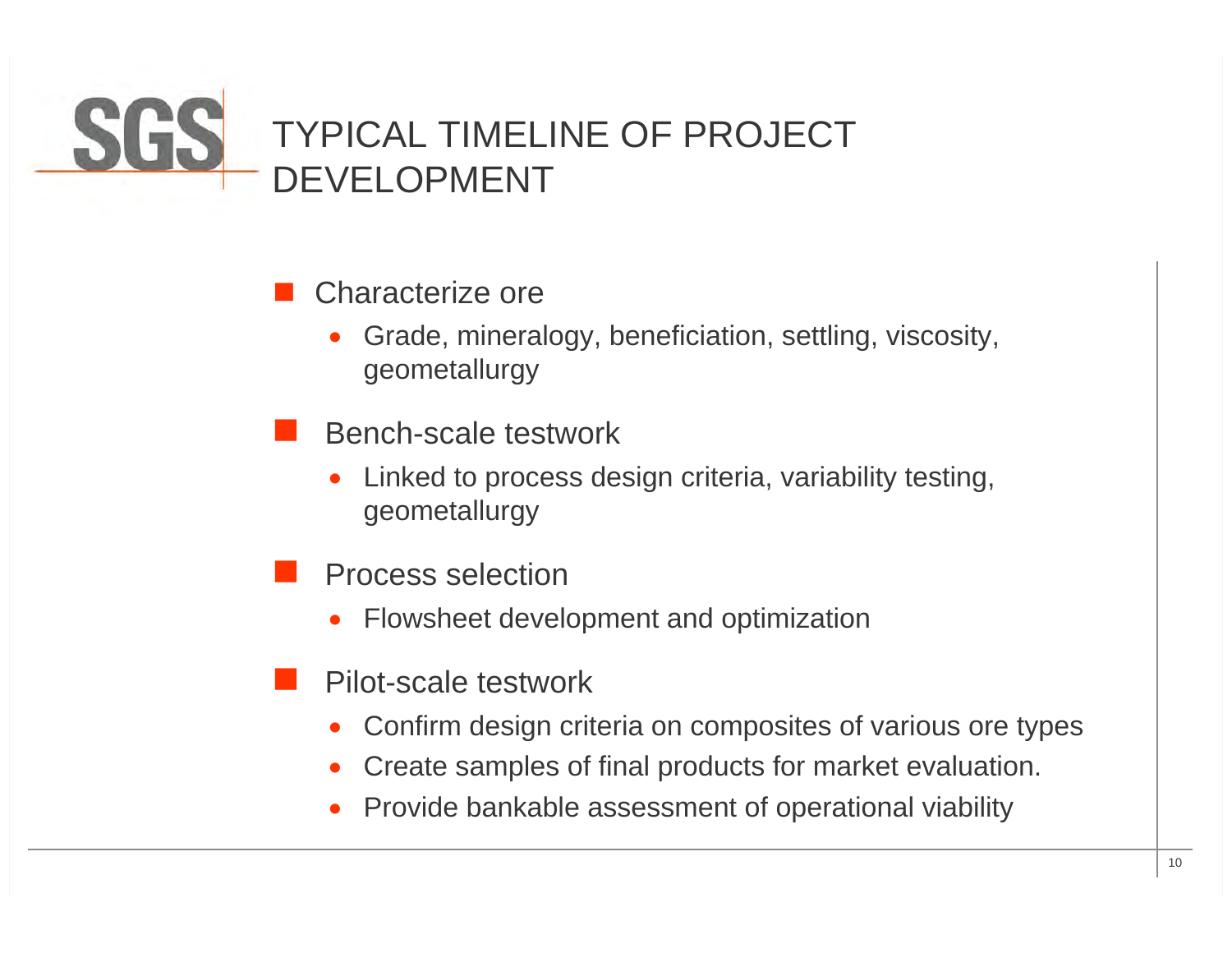# TYPICAL TIMELINE OF PROJECT DEVELOPMENT

- Characterize ore
  - Grade, mineralogy, beneficiation, settling, viscosity, geometallurgy
- Bench-scale testwork
  - Linked to process design criteria, variability testing, geometallurgy
- Process selection
  - Flowsheet development and optimization
- Pilot-scale testwork
  - Confirm design criteria on composites of various ore types
  - Create samples of final products for market evaluation.
  - Provide bankable assessment of operational viability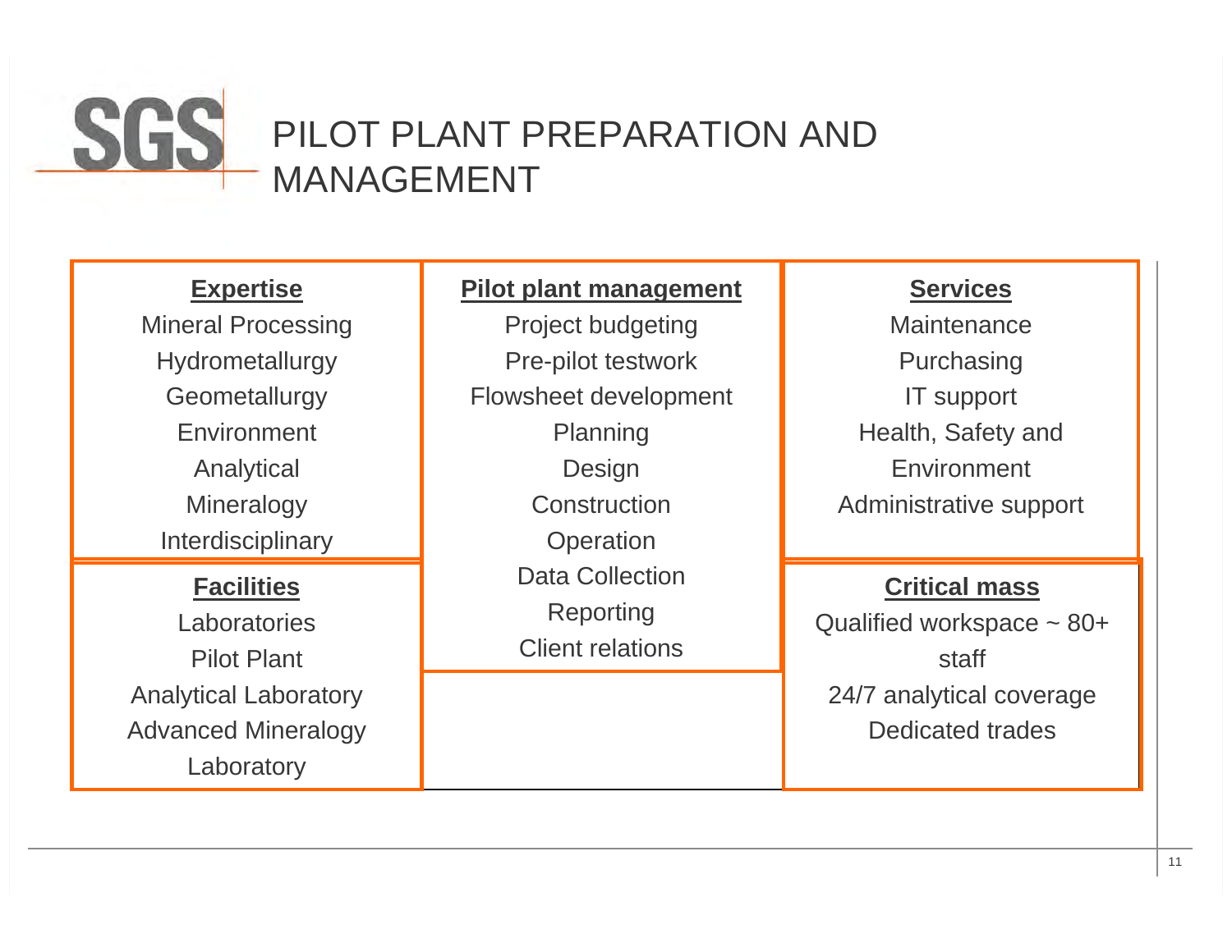# PILOT PLANT PREPARATION AND MANAGEMENT

**Expertise**

Mineral Processing
Hydrometallurgy
Geometallurgy
Environment
Analytical
Mineralogy
Interdisciplinary

**Facilities**

Laboratories
Pilot Plant
Analytical Laboratory
Advanced Mineralogy Laboratory

**Pilot plant management**

Project budgeting
Pre-pilot testwork
Flowsheet development
Planning
Design
Construction
Operation
Data Collection
Reporting
Client relations

**Services**

Maintenance
Purchasing
IT support
Health, Safety and Environment
Administrative support

**Critical mass**

Qualified workspace ~ 80+ staff
24/7 analytical coverage
Dedicated trades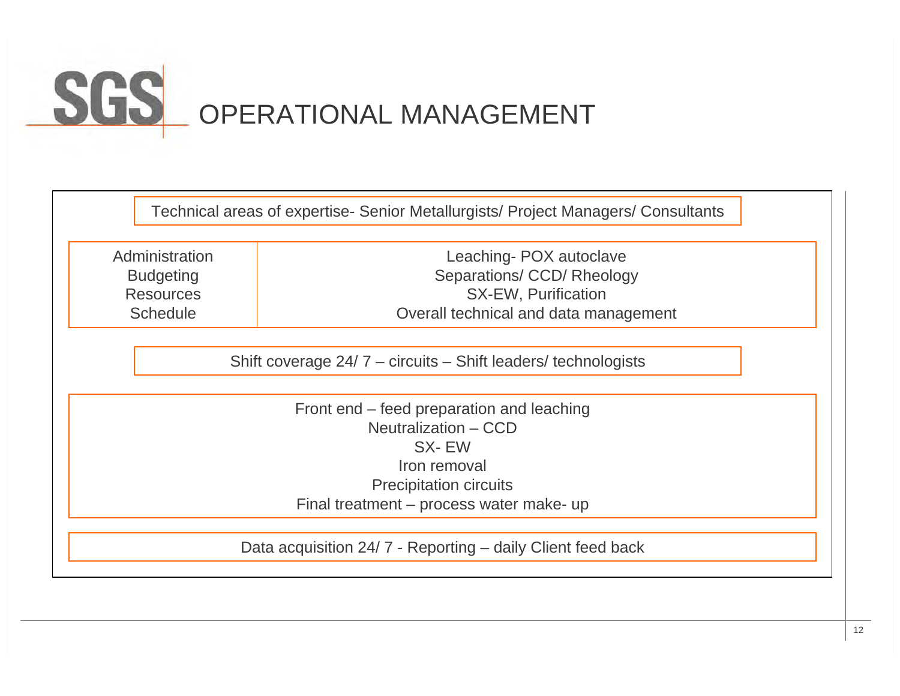# OPERATIONAL MANAGEMENT

Technical areas of expertise- Senior Metallurgists/ Project Managers/ Consultants

| Administration<br>Budgeting<br>Resources<br>Schedule | Leaching- POX autoclave<br>Separations/ CCD/ Rheology<br>SX-EW, Purification<br>Overall technical and data management |
|---|---|

Shift coverage 24/ 7 – circuits – Shift leaders/ technologists

Front end – feed preparation and leaching
Neutralization – CCD
SX- EW
Iron removal
Precipitation circuits
Final treatment – process water make- up

Data acquisition 24/ 7 - Reporting – daily Client feed back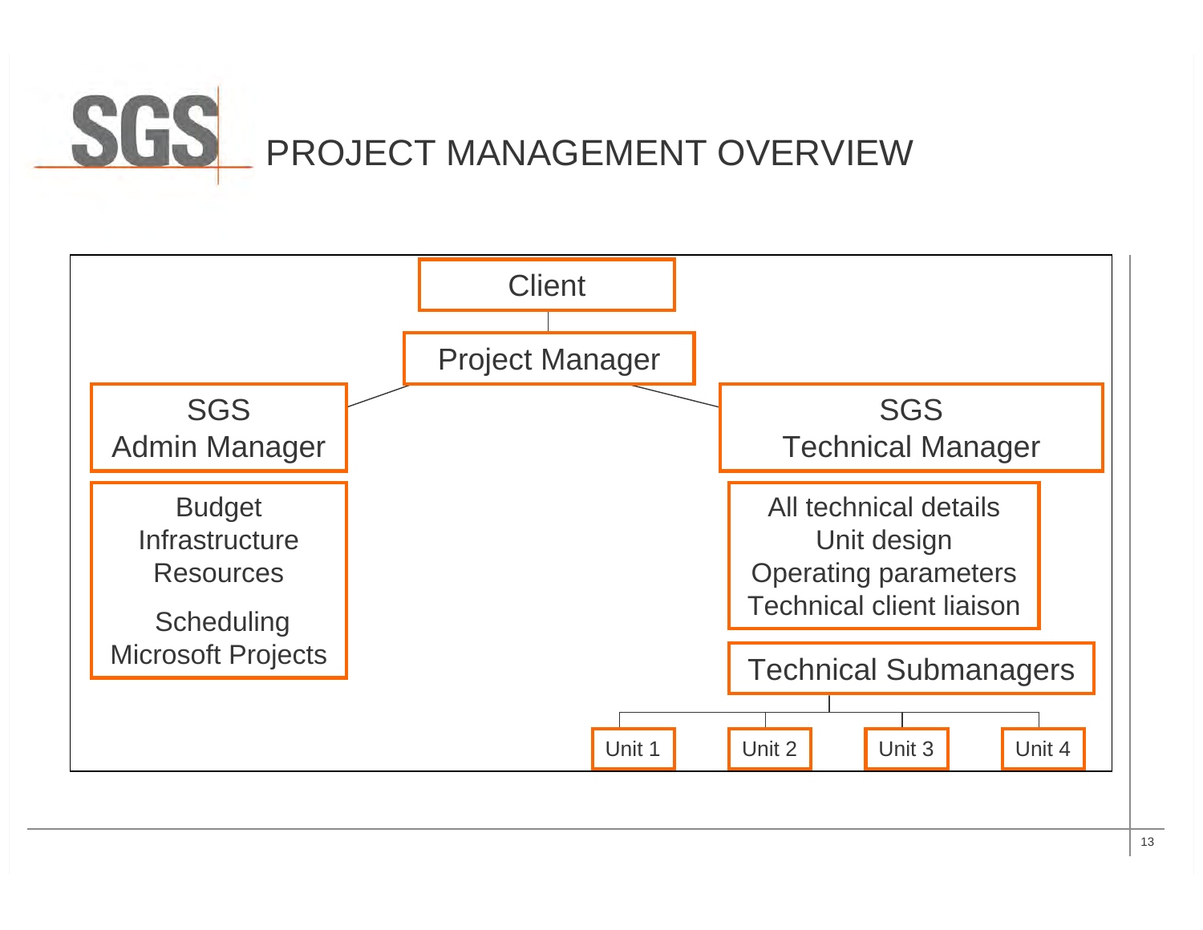# PROJECT MANAGEMENT OVERVIEW

- Client
  - Project Manager
    - SGS Admin Manager
      - Budget
      - Infrastructure
      - Resources
      - Scheduling
      - Microsoft Projects
    - SGS Technical Manager
      - All technical details
      - Unit design
      - Operating parameters
      - Technical client liaison
      - Technical Submanagers
        - Unit 1
        - Unit 2
        - Unit 3
        - Unit 4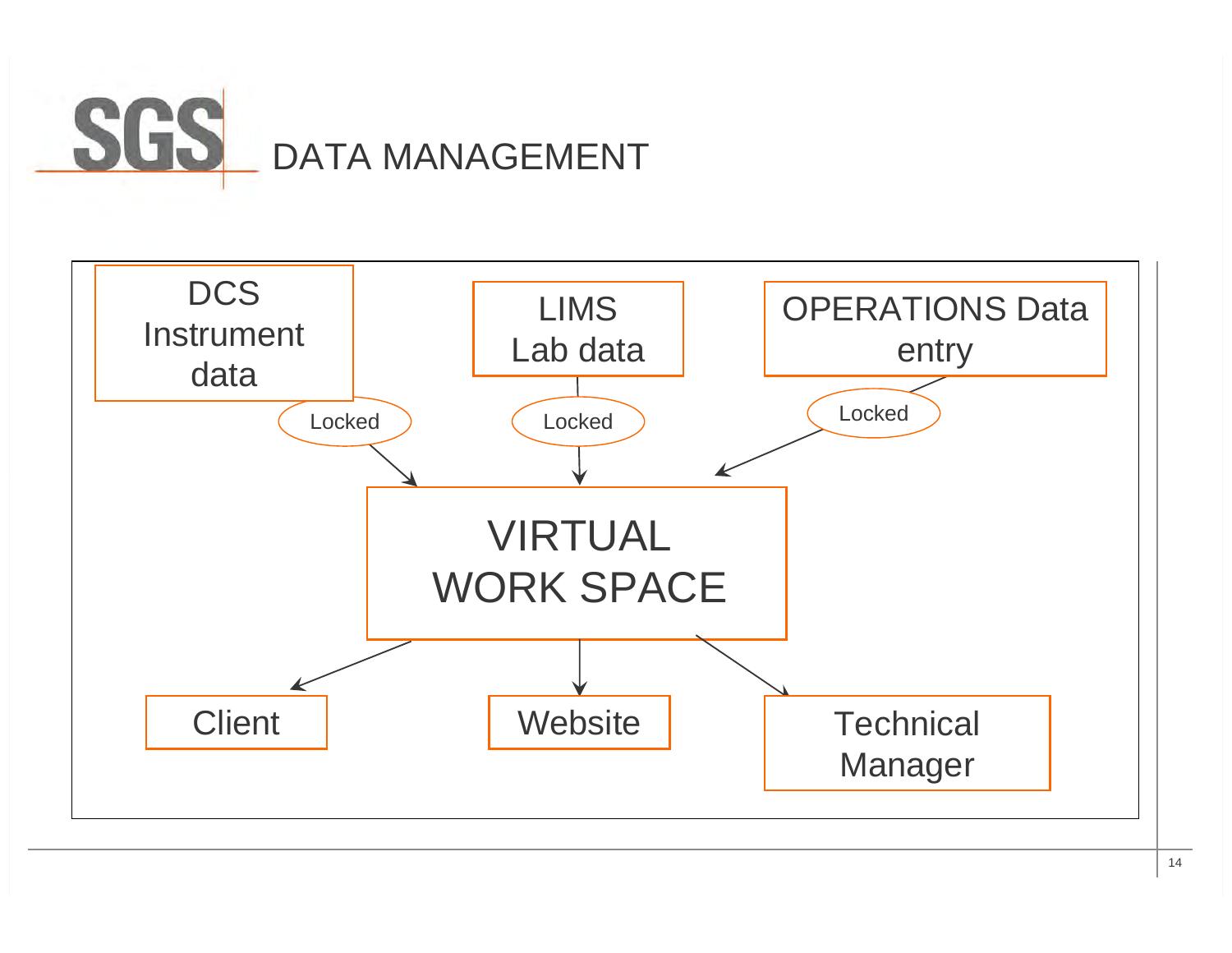# DATA MANAGEMENT

DCS Instrument data

LIMS Lab data

OPERATIONS Data entry

Locked

Locked

Locked

VIRTUAL WORK SPACE

Client

Website

Technical Manager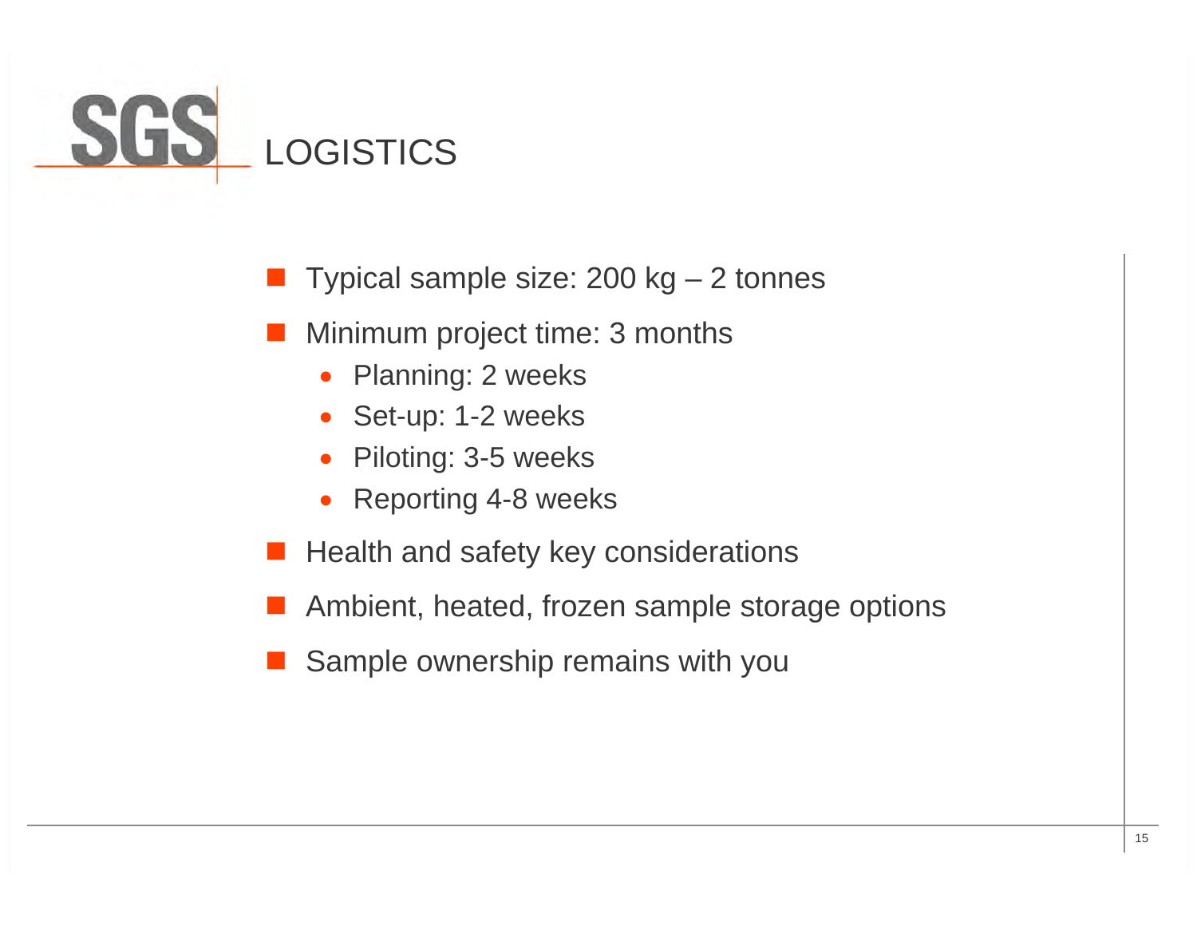# LOGISTICS

- Typical sample size: 200 kg – 2 tonnes
- Minimum project time: 3 months
  - Planning: 2 weeks
  - Set-up: 1-2 weeks
  - Piloting: 3-5 weeks
  - Reporting 4-8 weeks
- Health and safety key considerations
- Ambient, heated, frozen sample storage options
- Sample ownership remains with you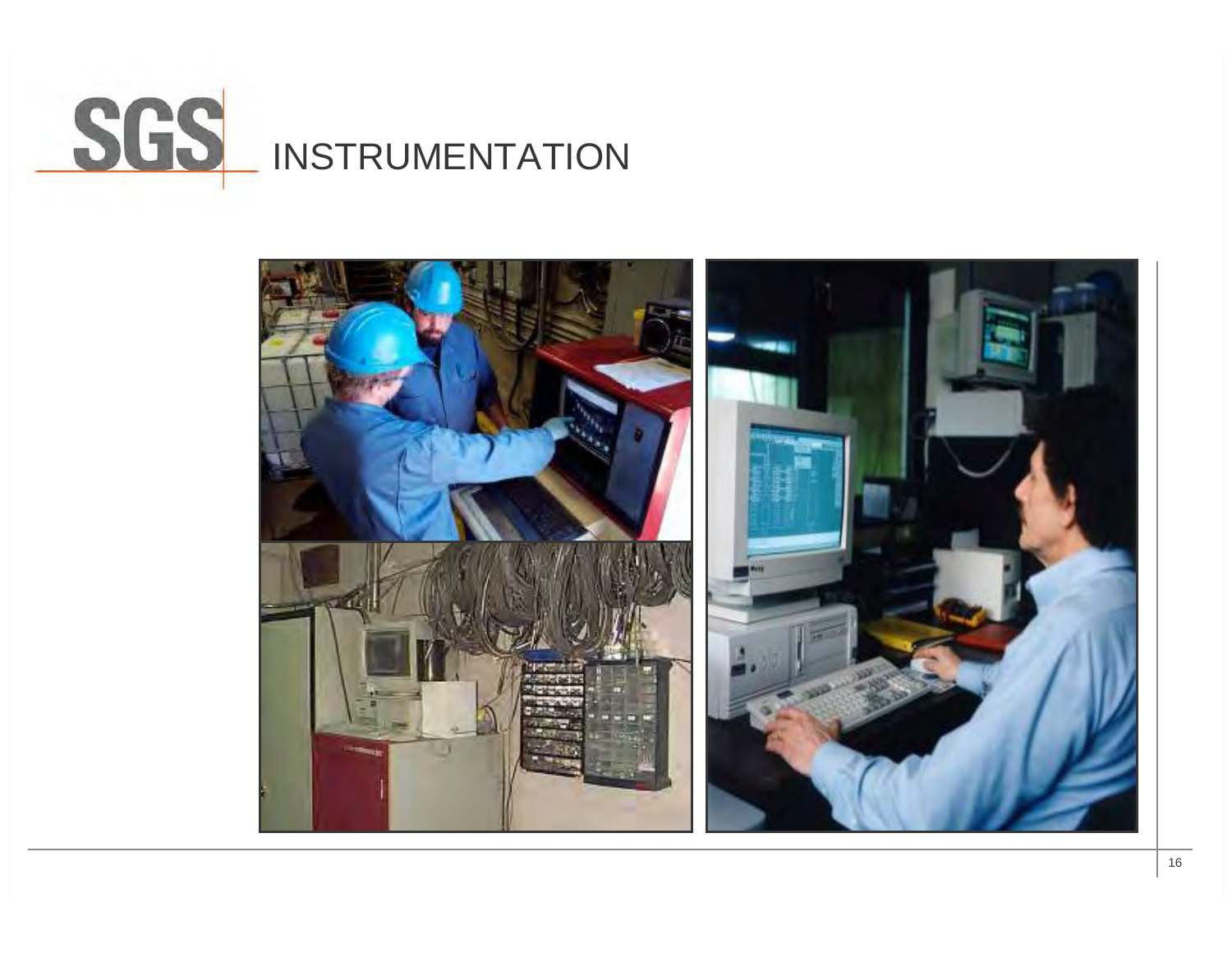# INSTRUMENTATION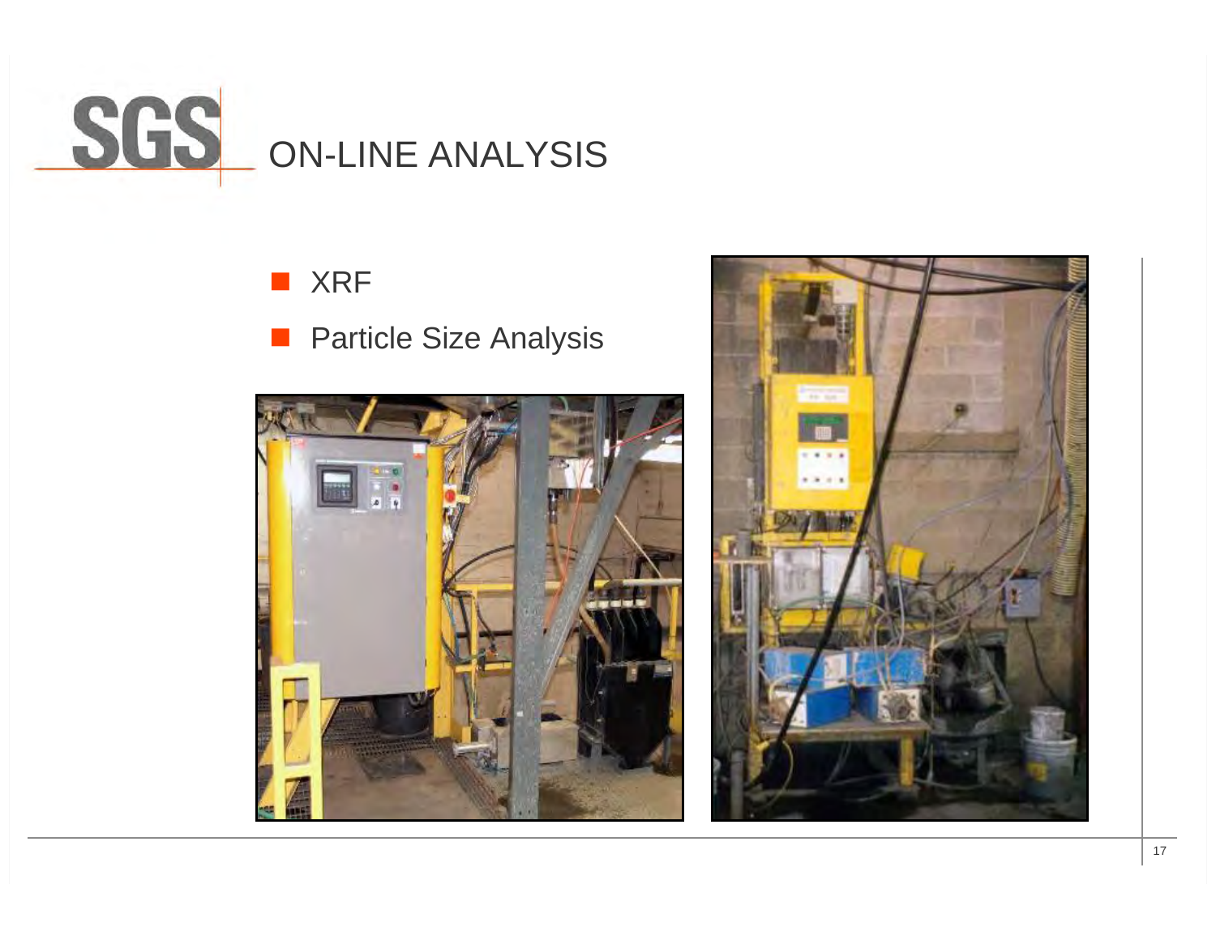# ON-LINE ANALYSIS

- XRF
- Particle Size Analysis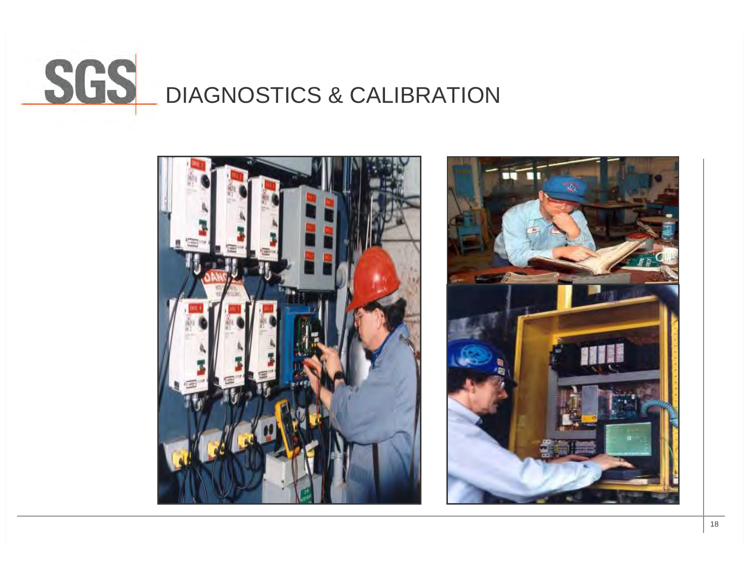# DIAGNOSTICS & CALIBRATION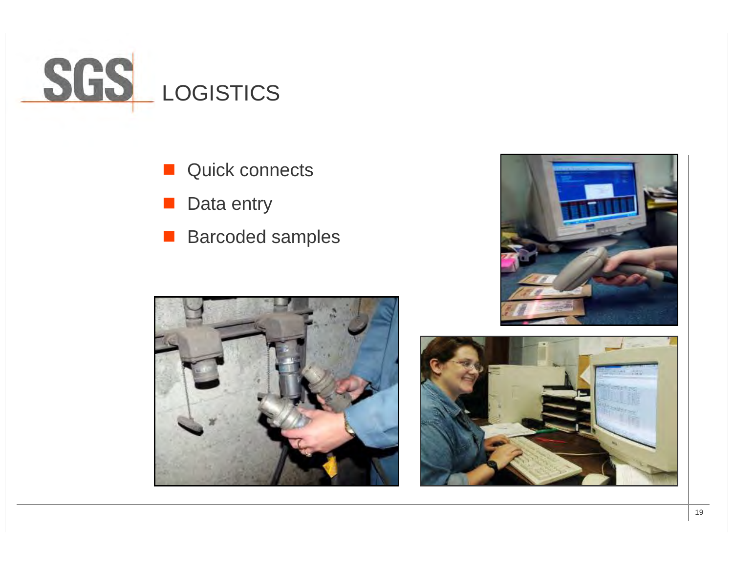# LOGISTICS

- Quick connects
- Data entry
- Barcoded samples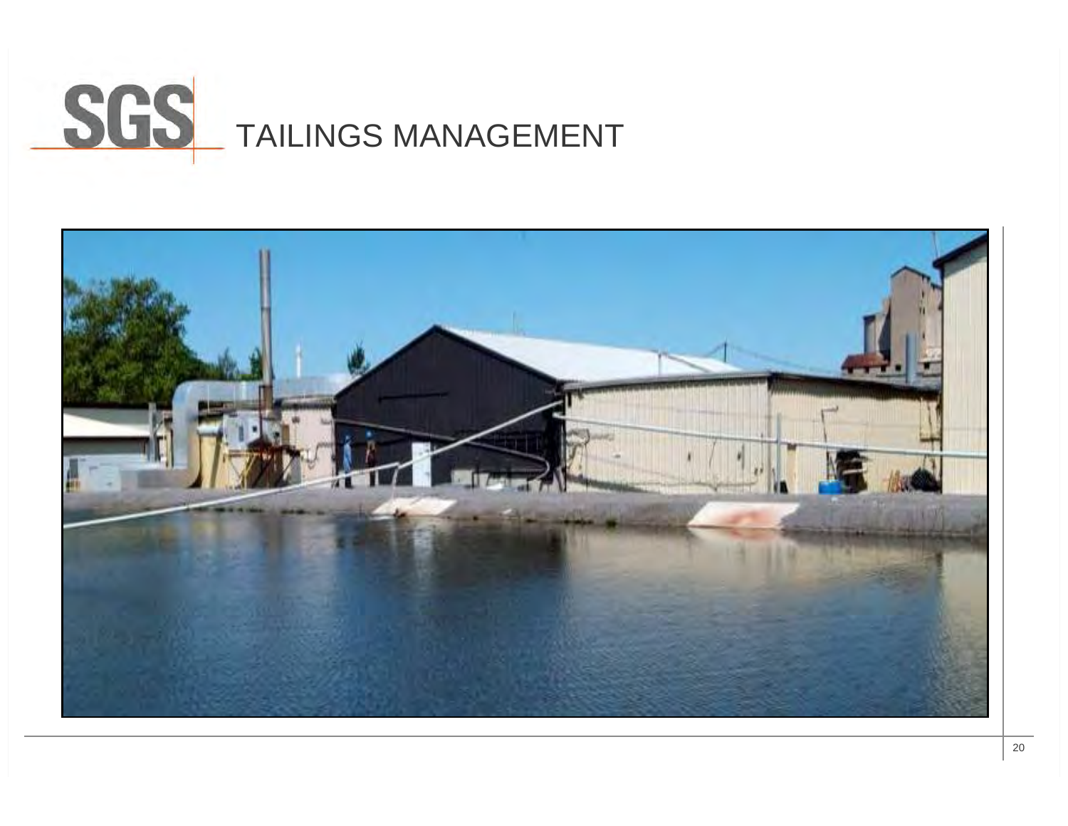# TAILINGS MANAGEMENT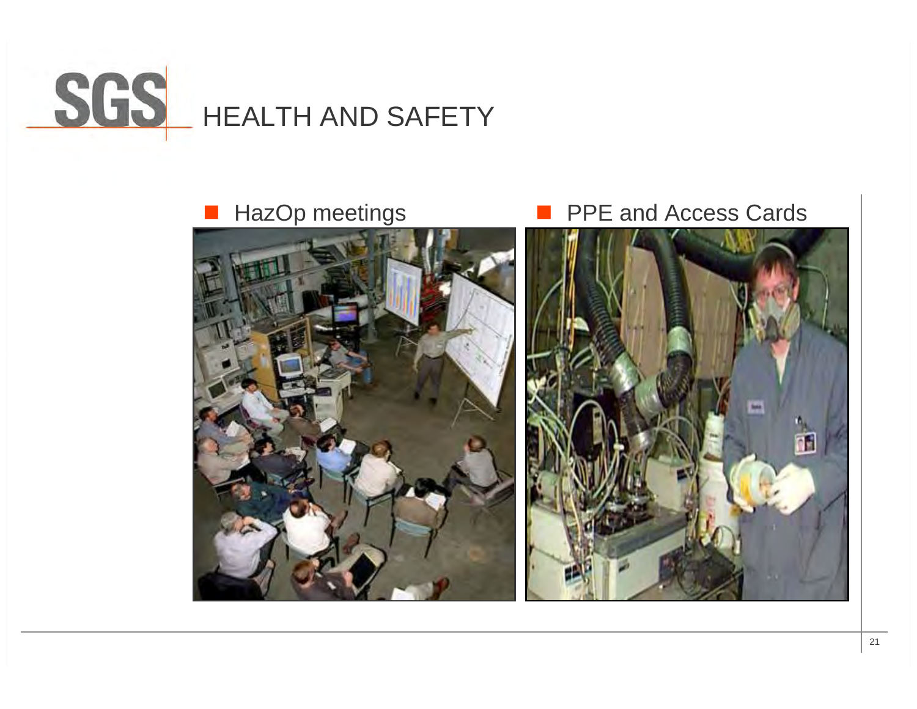# HEALTH AND SAFETY

- HazOp meetings
- PPE and Access Cards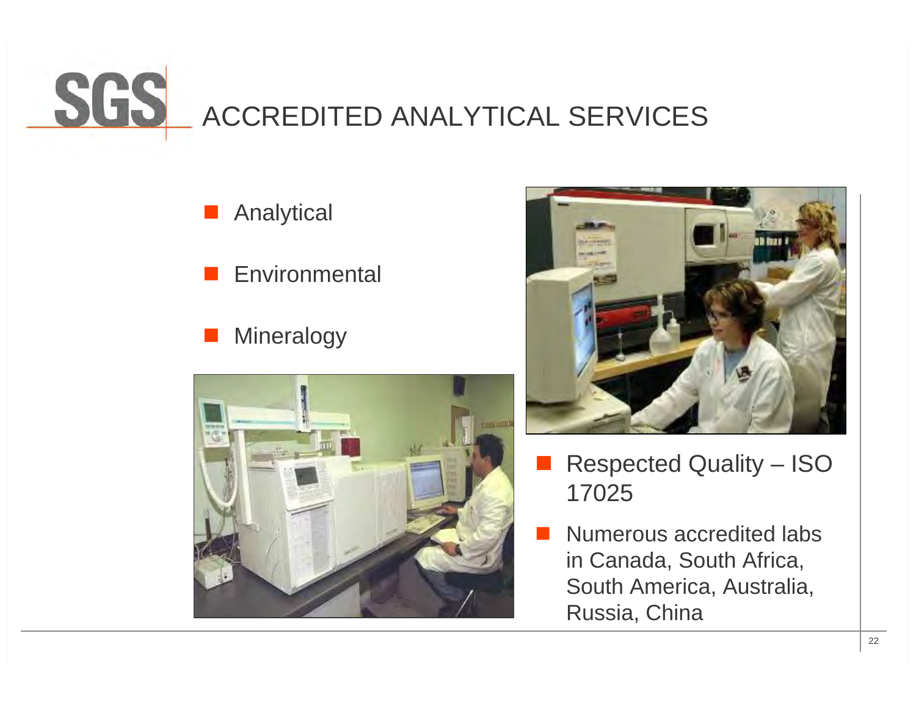# ACCREDITED ANALYTICAL SERVICES

- Analytical
- Environmental
- Mineralogy

- Respected Quality – ISO 17025
- Numerous accredited labs in Canada, South Africa, South America, Australia, Russia, China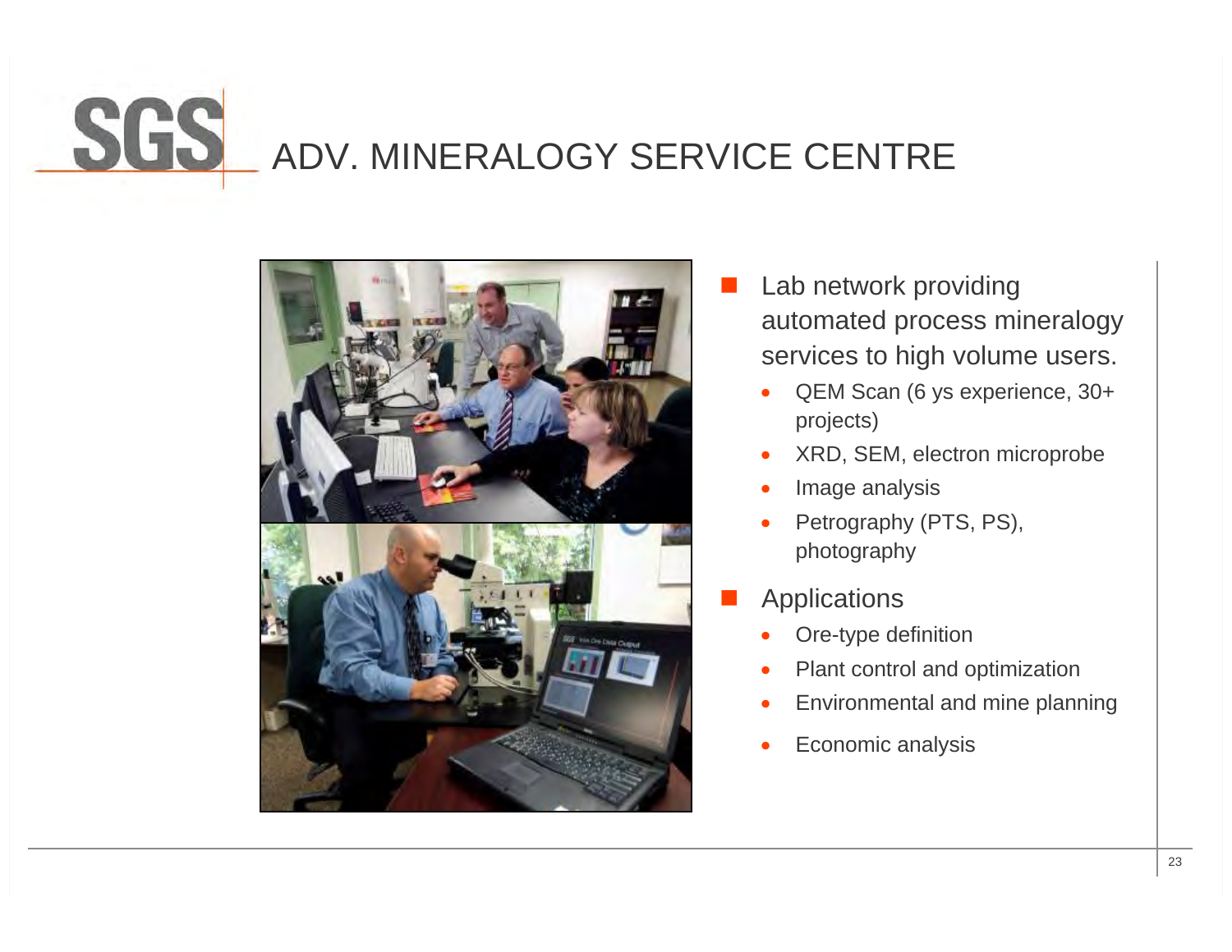# SGS ADV. MINERALOGY SERVICE CENTRE

- Lab network providing automated process mineralogy services to high volume users.
  - QEM Scan (6 ys experience, 30+ projects)
  - XRD, SEM, electron microprobe
  - Image analysis
  - Petrography (PTS, PS), photography
- Applications
  - Ore-type definition
  - Plant control and optimization
  - Environmental and mine planning
  - Economic analysis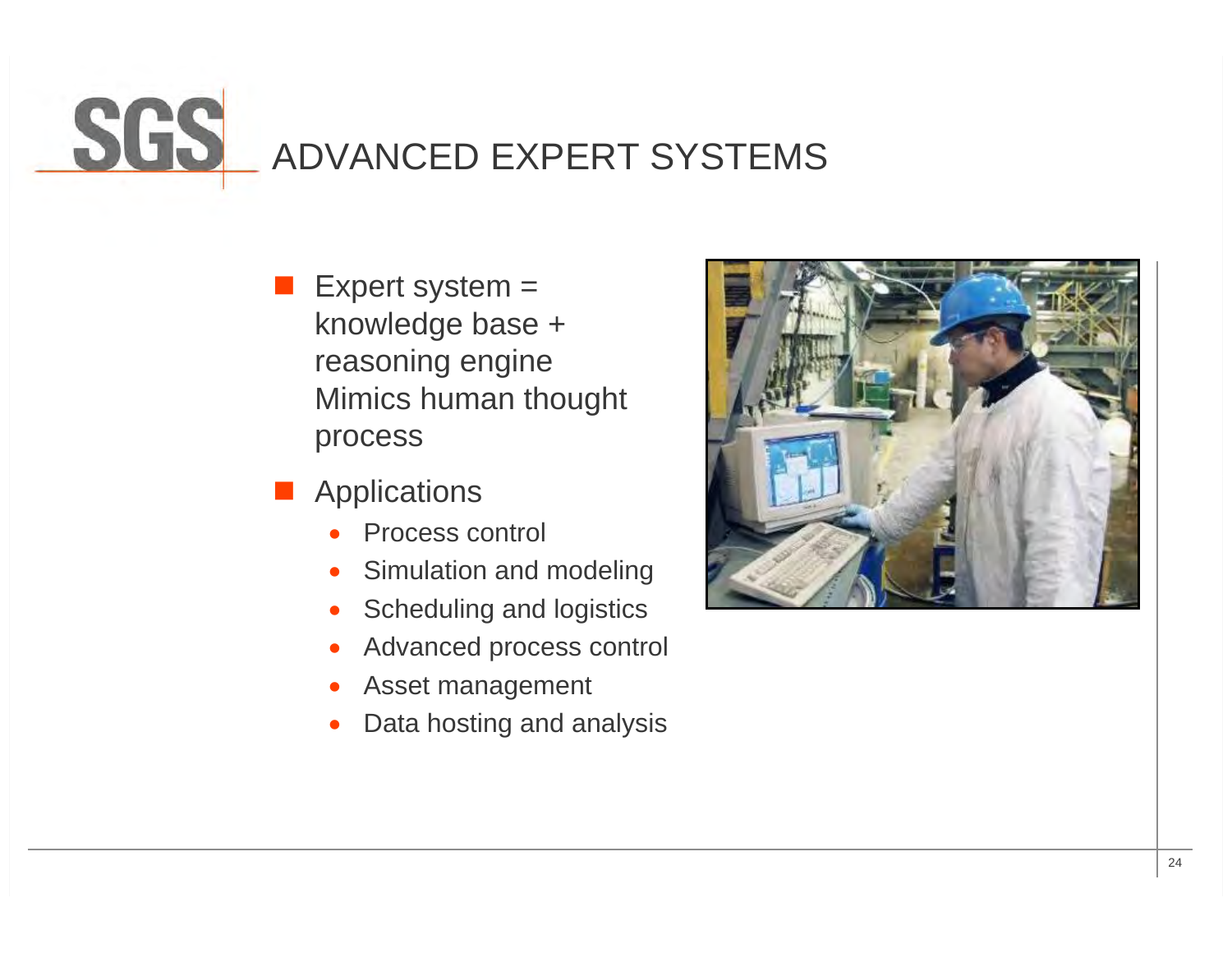# ADVANCED EXPERT SYSTEMS

- Expert system = knowledge base + reasoning engine Mimics human thought process
- Applications
  - Process control
  - Simulation and modeling
  - Scheduling and logistics
  - Advanced process control
  - Asset management
  - Data hosting and analysis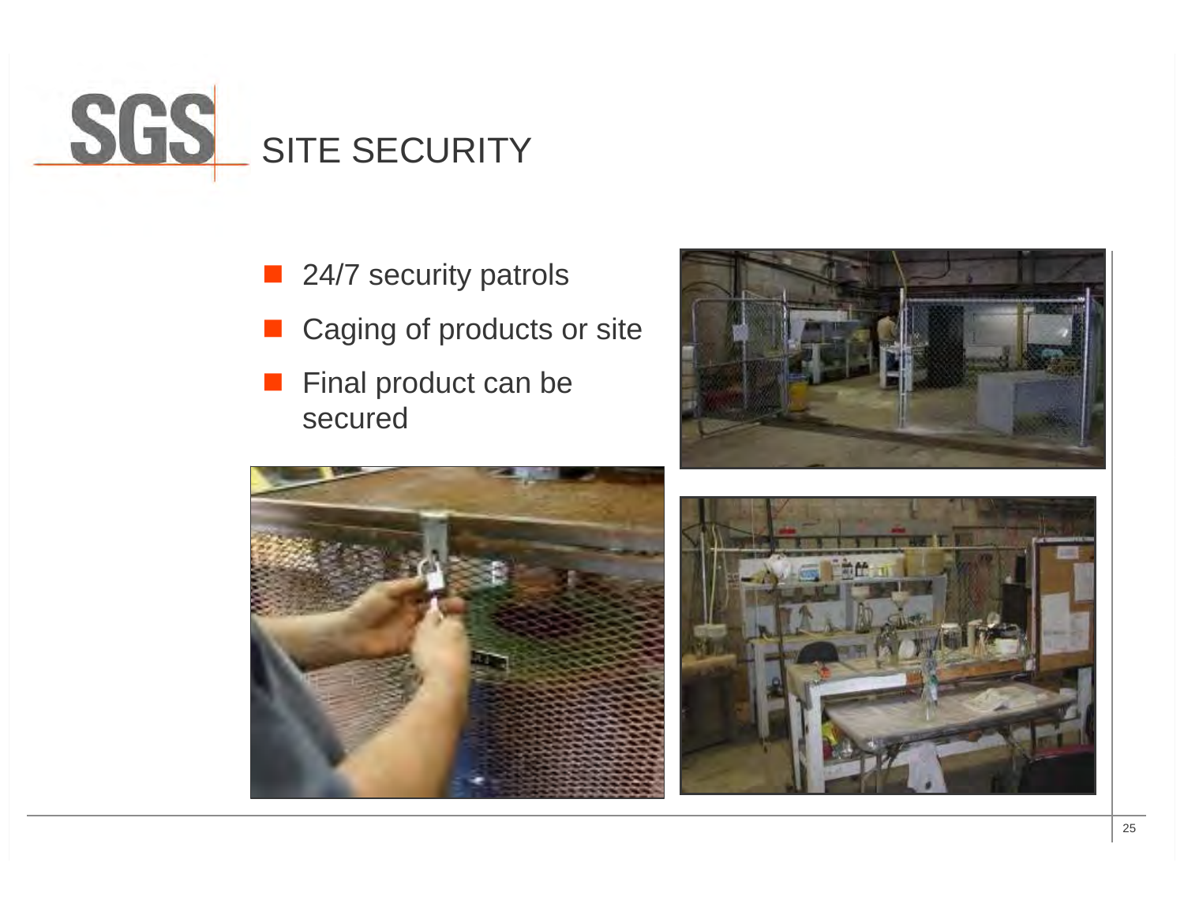# SITE SECURITY

- 24/7 security patrols
- Caging of products or site
- Final product can be secured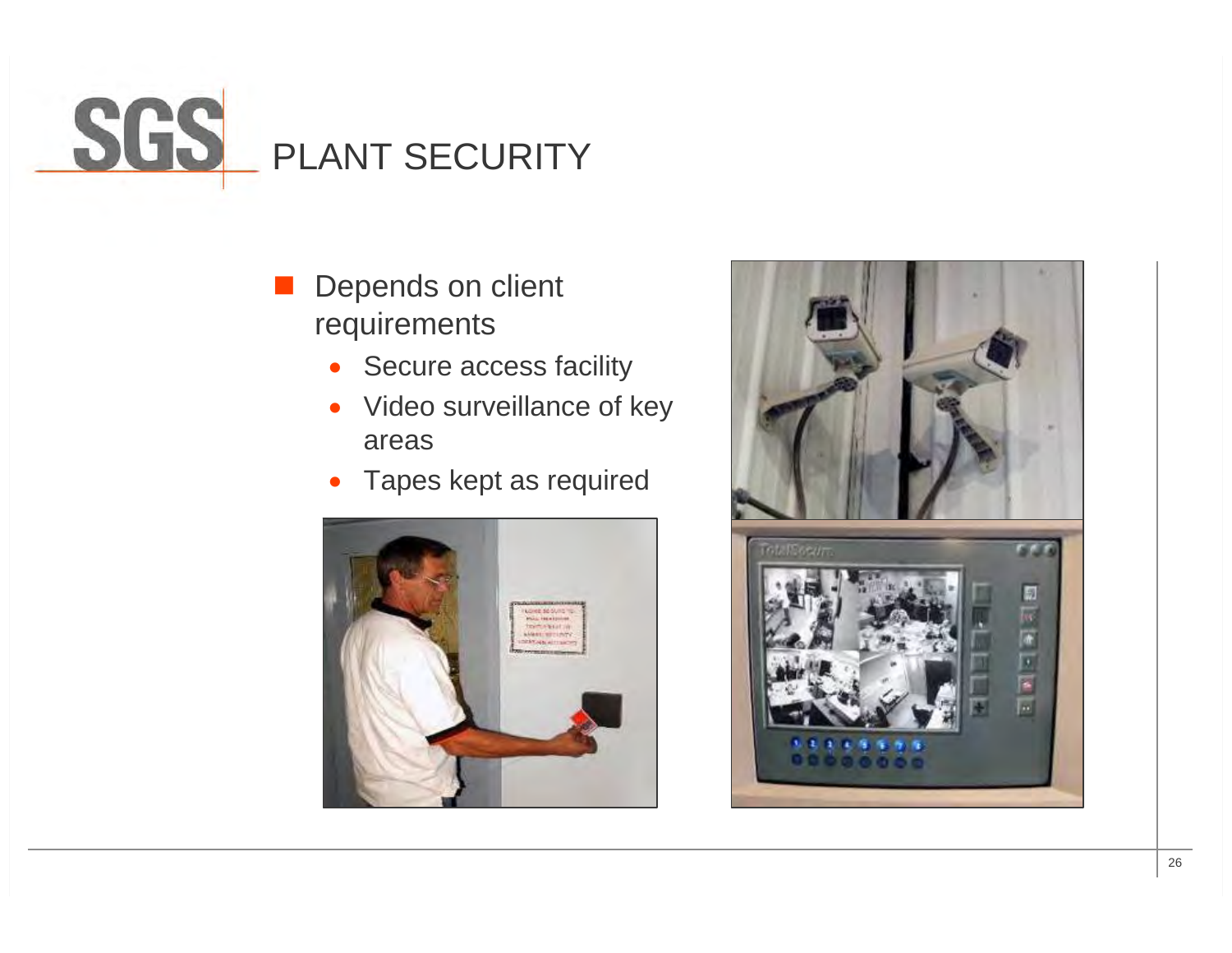# PLANT SECURITY

- Depends on client requirements
  - Secure access facility
  - Video surveillance of key areas
  - Tapes kept as required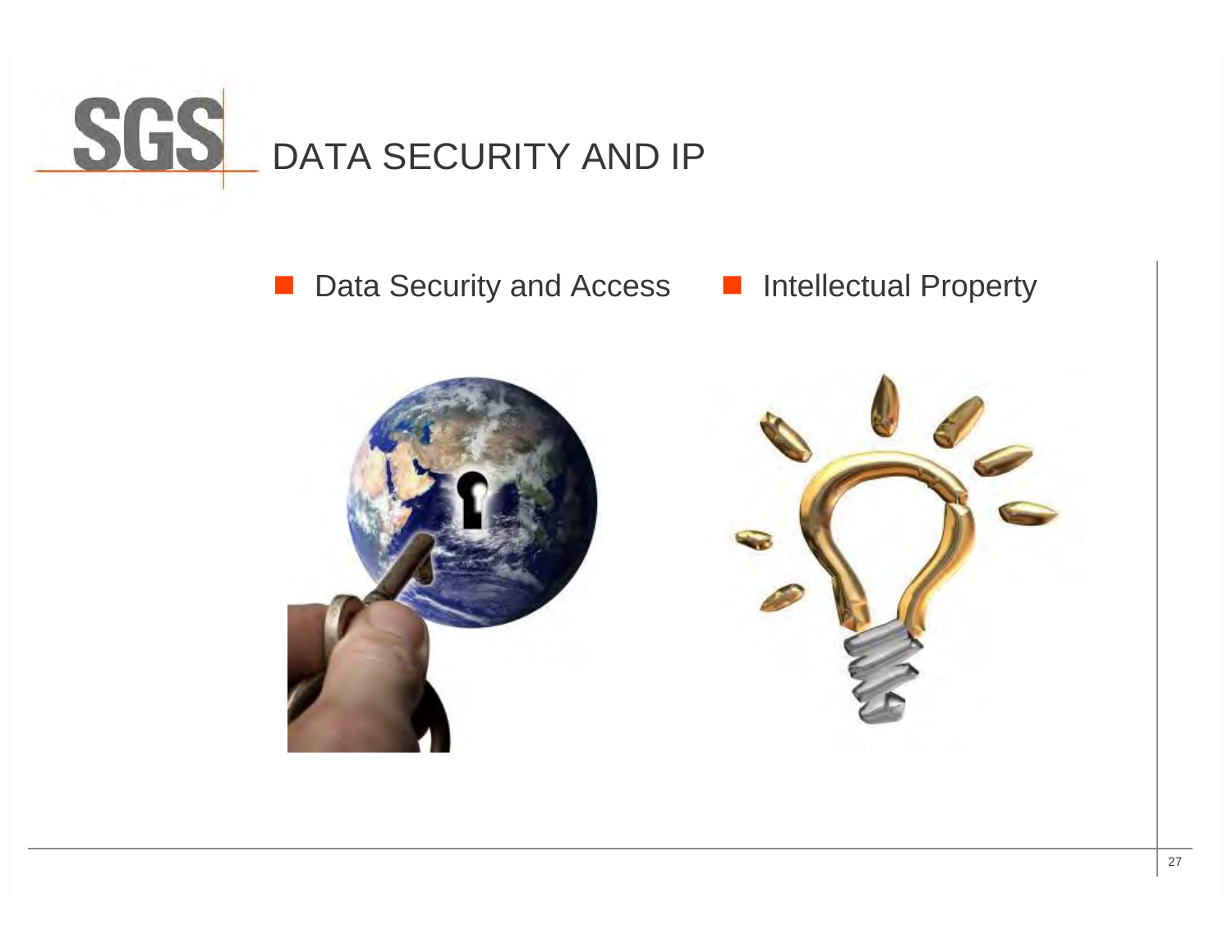# DATA SECURITY AND IP

- Data Security and Access
- Intellectual Property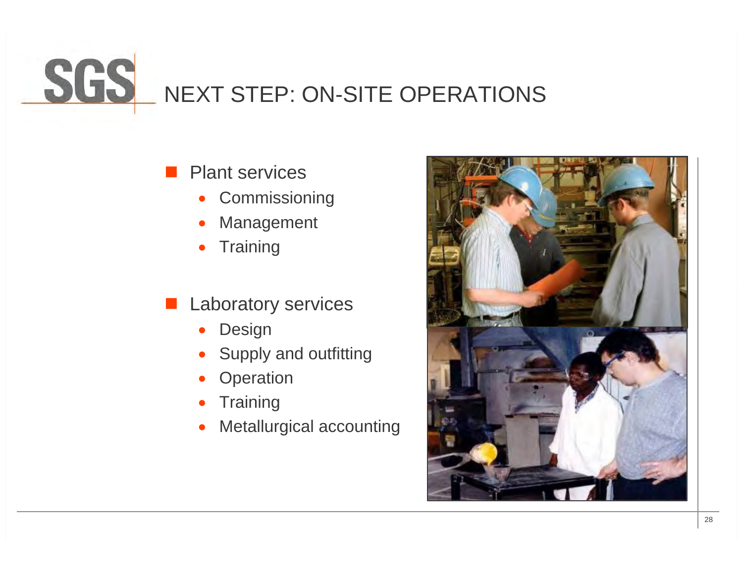# NEXT STEP: ON-SITE OPERATIONS

- Plant services
  - Commissioning
  - Management
  - Training

- Laboratory services
  - Design
  - Supply and outfitting
  - Operation
  - Training
  - Metallurgical accounting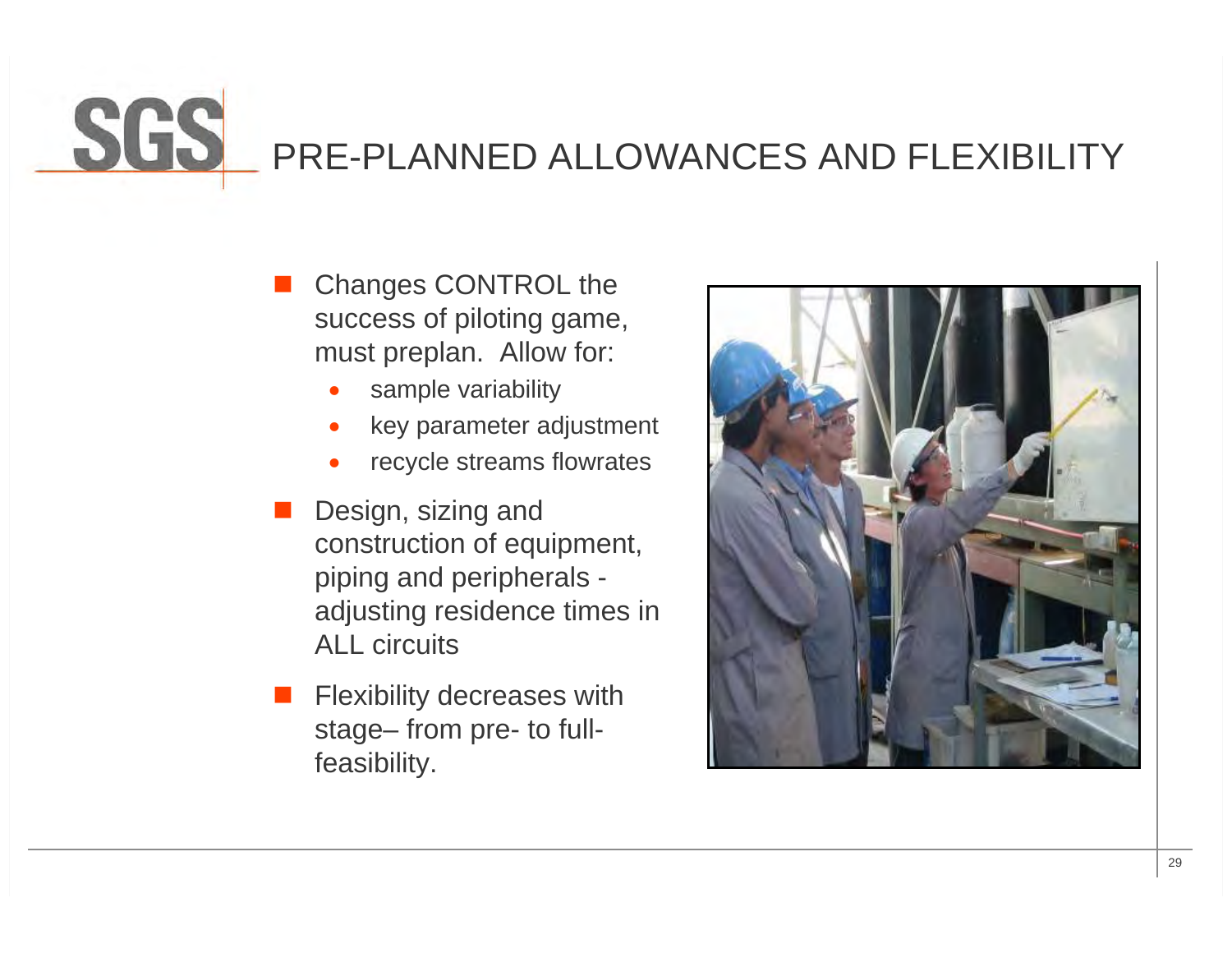# PRE-PLANNED ALLOWANCES AND FLEXIBILITY

- Changes CONTROL the success of piloting game, must preplan. Allow for:
  - sample variability
  - key parameter adjustment
  - recycle streams flowrates
- Design, sizing and construction of equipment, piping and peripherals - adjusting residence times in ALL circuits
- Flexibility decreases with stage– from pre- to full-feasibility.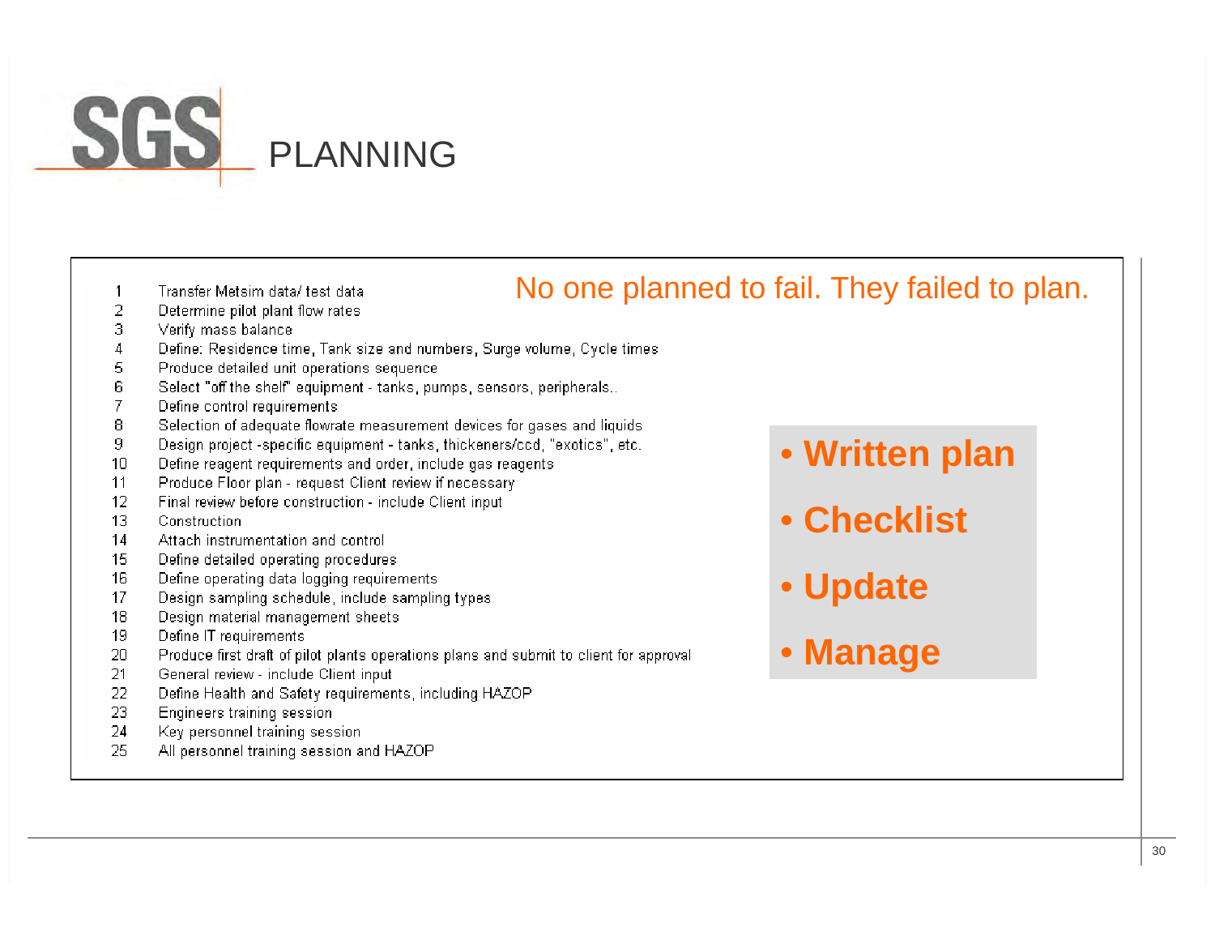# PLANNING

No one planned to fail. They failed to plan.

1. Transfer Metsim data/ test data
2. Determine pilot plant flow rates
3. Verify mass balance
4. Define: Residence time, Tank size and numbers, Surge volume, Cycle times
5. Produce detailed unit operations sequence
6. Select "off the shelf" equipment - tanks, pumps, sensors, peripherals..
7. Define control requirements
8. Selection of adequate flowrate measurement devices for gases and liquids
9. Design project -specific equipment - tanks, thickeners/ccd, "exotics", etc.
10. Define reagent requirements and order, include gas reagents
11. Produce Floor plan - request Client review if necessary
12. Final review before construction - include Client input
13. Construction
14. Attach instrumentation and control
15. Define detailed operating procedures
16. Define operating data logging requirements
17. Design sampling schedule, include sampling types
18. Design material management sheets
19. Define IT requirements
20. Produce first draft of pilot plants operations plans and submit to client for approval
21. General review - include Client input
22. Define Health and Safety requirements, including HAZOP
23. Engineers training session
24. Key personnel training session
25. All personnel training session and HAZOP

- **Written plan**
- **Checklist**
- **Update**
- **Manage**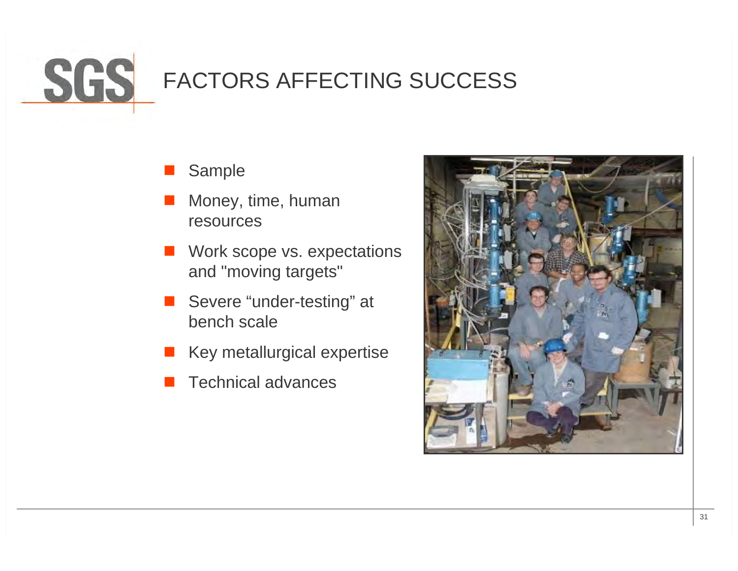# FACTORS AFFECTING SUCCESS

- Sample
- Money, time, human resources
- Work scope vs. expectations and "moving targets"
- Severe “under-testing” at bench scale
- Key metallurgical expertise
- Technical advances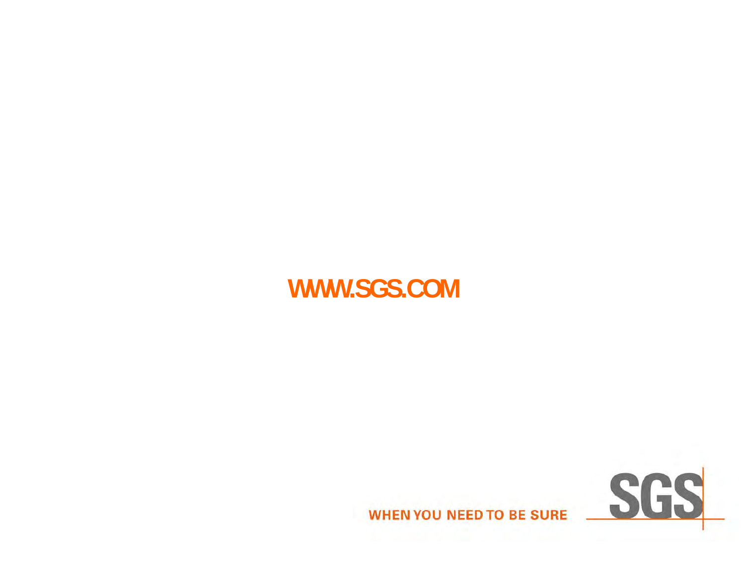WWW.SGS.COM

WHEN YOU NEED TO BE SURE

SGS